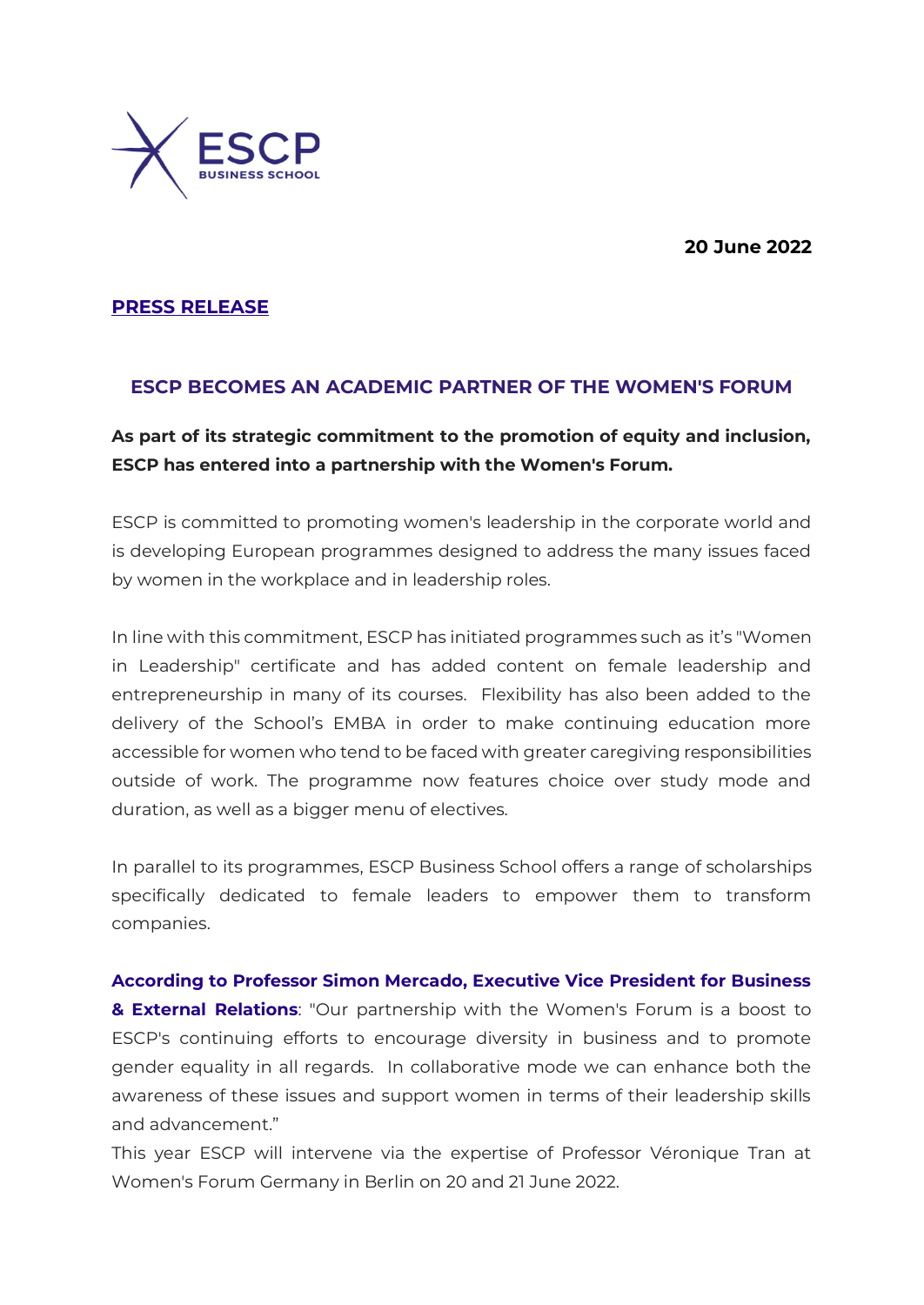20 June 2022

**PRESS RELEASE**

## ESCP BECOMES AN ACADEMIC PARTNER OF THE WOMEN'S FORUM

**As part of its strategic commitment to the promotion of equity and inclusion, ESCP has entered into a partnership with the Women's Forum.**

ESCP is committed to promoting women's leadership in the corporate world and is developing European programmes designed to address the many issues faced by women in the workplace and in leadership roles.

In line with this commitment, ESCP has initiated programmes such as it's "Women in Leadership" certificate and has added content on female leadership and entrepreneurship in many of its courses. Flexibility has also been added to the delivery of the School's EMBA in order to make continuing education more accessible for women who tend to be faced with greater caregiving responsibilities outside of work. The programme now features choice over study mode and duration, as well as a bigger menu of electives.

In parallel to its programmes, ESCP Business School offers a range of scholarships specifically dedicated to female leaders to empower them to transform companies.

**According to Professor Simon Mercado, Executive Vice President for Business & External Relations**: "Our partnership with the Women's Forum is a boost to ESCP's continuing efforts to encourage diversity in business and to promote gender equality in all regards. In collaborative mode we can enhance both the awareness of these issues and support women in terms of their leadership skills and advancement."

This year ESCP will intervene via the expertise of Professor Véronique Tran at Women's Forum Germany in Berlin on 20 and 21 June 2022.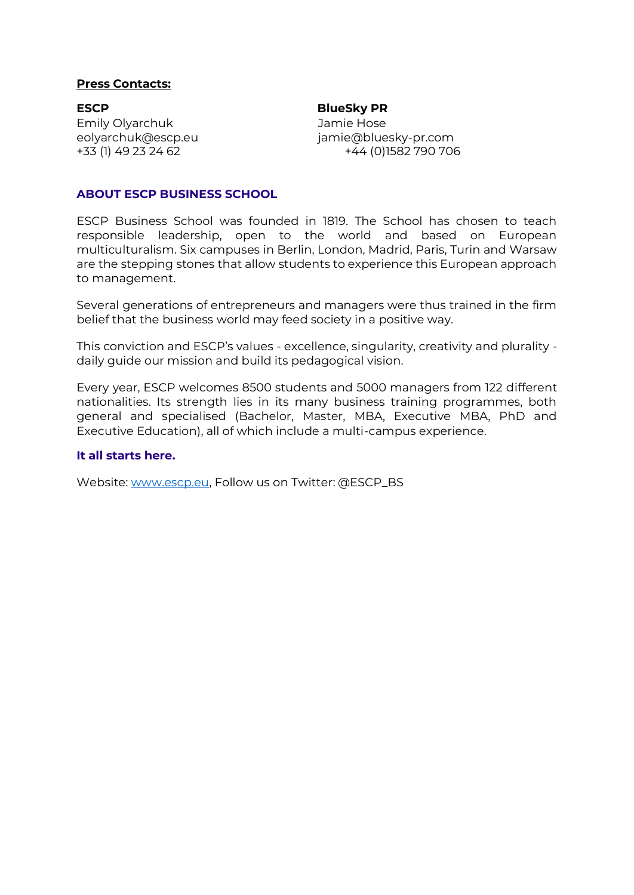**Press Contacts:**

**ESCP**
Emily Olyarchuk
eolyarchuk@escp.eu
+33 (1) 49 23 24 62

**BlueSky PR**
Jamie Hose
jamie@bluesky-pr.com
+44 (0)1582 790 706

## ABOUT ESCP BUSINESS SCHOOL

ESCP Business School was founded in 1819. The School has chosen to teach responsible leadership, open to the world and based on European multiculturalism. Six campuses in Berlin, London, Madrid, Paris, Turin and Warsaw are the stepping stones that allow students to experience this European approach to management.

Several generations of entrepreneurs and managers were thus trained in the firm belief that the business world may feed society in a positive way.

This conviction and ESCP's values - excellence, singularity, creativity and plurality - daily guide our mission and build its pedagogical vision.

Every year, ESCP welcomes 8500 students and 5000 managers from 122 different nationalities. Its strength lies in its many business training programmes, both general and specialised (Bachelor, Master, MBA, Executive MBA, PhD and Executive Education), all of which include a multi-campus experience.

**It all starts here.**

Website: [www.escp.eu](http://www.escp.eu), Follow us on Twitter: @ESCP_BS